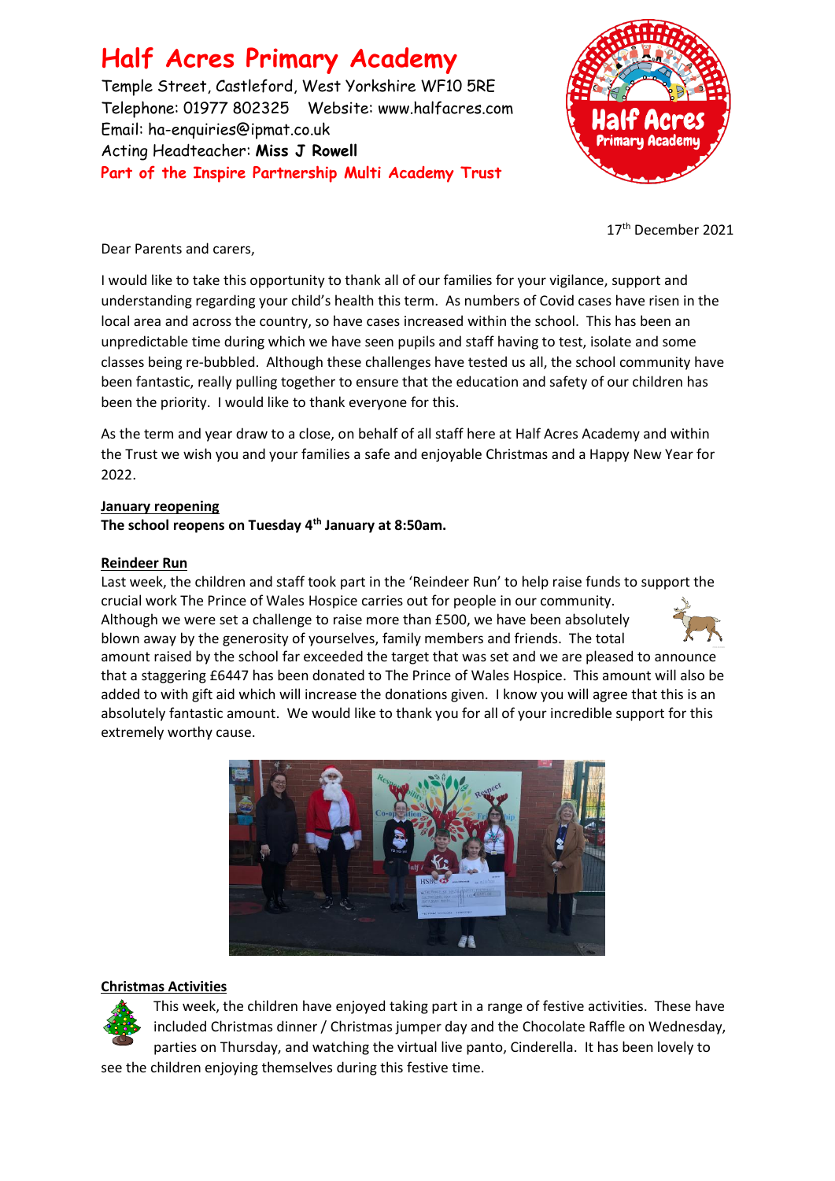# Half Acres Primary Academy

Temple Street, Castleford, West Yorkshire WF10 5RE
Telephone: 01977 802325 Website: www.halfacres.com
Email: ha-enquiries@ipmat.co.uk
Acting Headteacher: **Miss J Rowell**
**Part of the Inspire Partnership Multi Academy Trust**

17th December 2021

Dear Parents and carers,

I would like to take this opportunity to thank all of our families for your vigilance, support and understanding regarding your child's health this term. As numbers of Covid cases have risen in the local area and across the country, so have cases increased within the school. This has been an unpredictable time during which we have seen pupils and staff having to test, isolate and some classes being re-bubbled. Although these challenges have tested us all, the school community have been fantastic, really pulling together to ensure that the education and safety of our children has been the priority. I would like to thank everyone for this.

As the term and year draw to a close, on behalf of all staff here at Half Acres Academy and within the Trust we wish you and your families a safe and enjoyable Christmas and a Happy New Year for 2022.

**January reopening**

**The school reopens on Tuesday 4th January at 8:50am.**

**Reindeer Run**

Last week, the children and staff took part in the 'Reindeer Run' to help raise funds to support the crucial work The Prince of Wales Hospice carries out for people in our community. Although we were set a challenge to raise more than £500, we have been absolutely blown away by the generosity of yourselves, family members and friends. The total amount raised by the school far exceeded the target that was set and we are pleased to announce that a staggering £6447 has been donated to The Prince of Wales Hospice. This amount will also be added to with gift aid which will increase the donations given. I know you will agree that this is an absolutely fantastic amount. We would like to thank you for all of your incredible support for this extremely worthy cause.

**Christmas Activities**

This week, the children have enjoyed taking part in a range of festive activities. These have included Christmas dinner / Christmas jumper day and the Chocolate Raffle on Wednesday, parties on Thursday, and watching the virtual live panto, Cinderella. It has been lovely to see the children enjoying themselves during this festive time.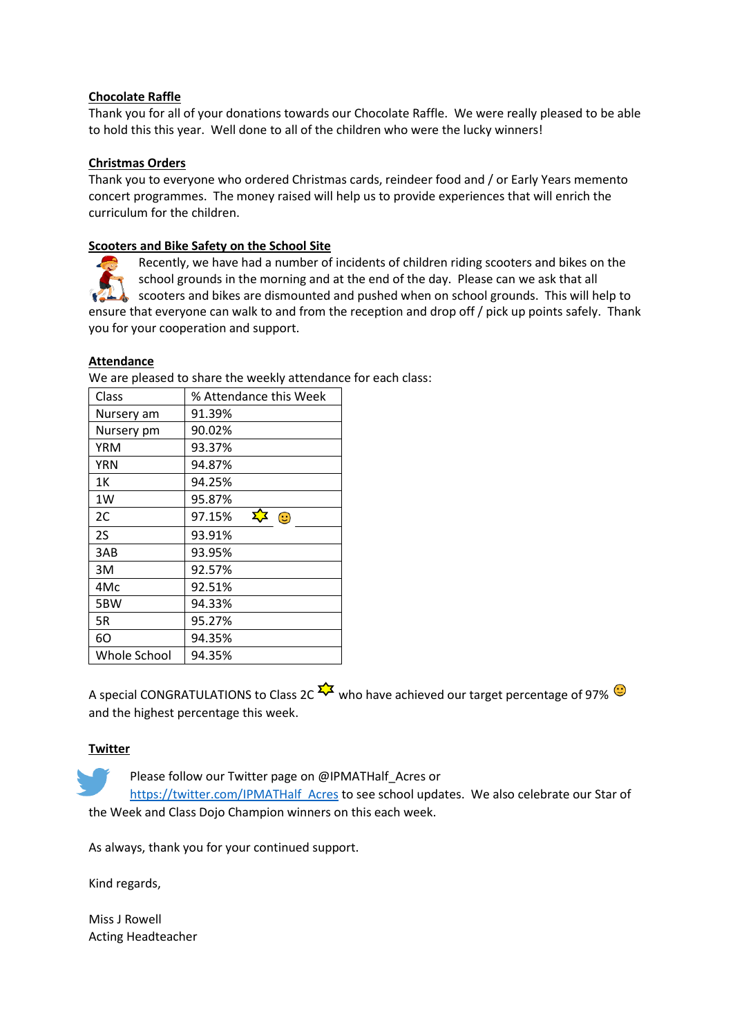**Chocolate Raffle**

Thank you for all of your donations towards our Chocolate Raffle. We were really pleased to be able to hold this this year. Well done to all of the children who were the lucky winners!

**Christmas Orders**

Thank you to everyone who ordered Christmas cards, reindeer food and / or Early Years memento concert programmes. The money raised will help us to provide experiences that will enrich the curriculum for the children.

**Scooters and Bike Safety on the School Site**

Recently, we have had a number of incidents of children riding scooters and bikes on the school grounds in the morning and at the end of the day. Please can we ask that all scooters and bikes are dismounted and pushed when on school grounds. This will help to ensure that everyone can walk to and from the reception and drop off / pick up points safely. Thank you for your cooperation and support.

**Attendance**

We are pleased to share the weekly attendance for each class:

| Class | % Attendance this Week |
|---|---|
| Nursery am | 91.39% |
| Nursery pm | 90.02% |
| YRM | 93.37% |
| YRN | 94.87% |
| 1K | 94.25% |
| 1W | 95.87% |
| 2C | 97.15% ✯ ☺ |
| 2S | 93.91% |
| 3AB | 93.95% |
| 3M | 92.57% |
| 4Mc | 92.51% |
| 5BW | 94.33% |
| 5R | 95.27% |
| 6O | 94.35% |
| Whole School | 94.35% |

A special CONGRATULATIONS to Class 2C ✯ who have achieved our target percentage of 97% ☺ and the highest percentage this week.

**Twitter**

Please follow our Twitter page on @IPMATHalf_Acres or https://twitter.com/IPMATHalf_Acres to see school updates. We also celebrate our Star of the Week and Class Dojo Champion winners on this each week.

As always, thank you for your continued support.

Kind regards,

Miss J Rowell
Acting Headteacher